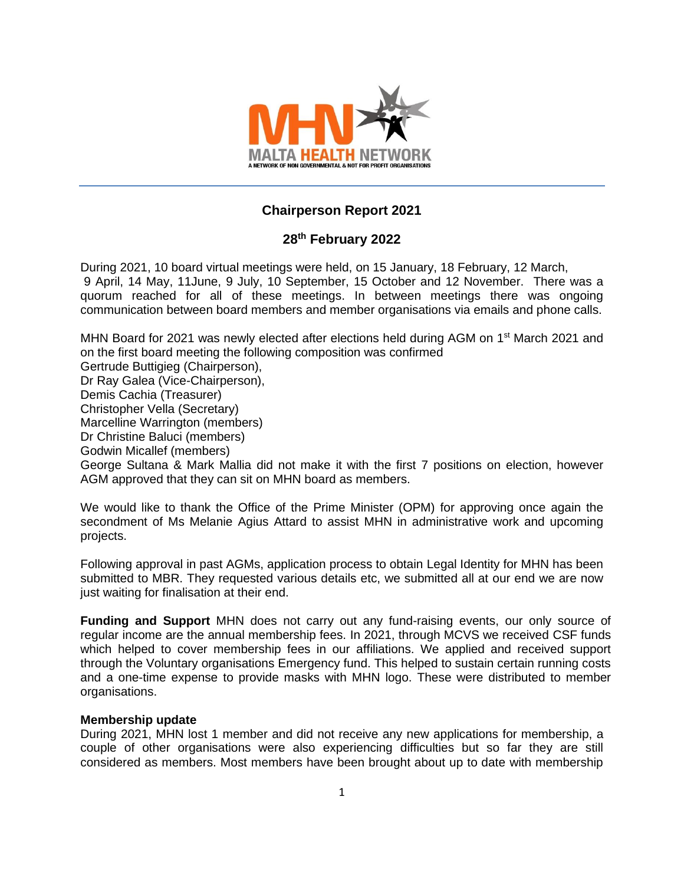MALTA HEALTH NETWORK

A NETWORK OF NON GOVERNMENTAL & NOT FOR PROFIT ORGANISATIONS

---

## Chairperson Report 2021

### 28th February 2022

During 2021, 10 board virtual meetings were held, on 15 January, 18 February, 12 March, 9 April, 14 May, 11June, 9 July, 10 September, 15 October and 12 November. There was a quorum reached for all of these meetings. In between meetings there was ongoing communication between board members and member organisations via emails and phone calls.

MHN Board for 2021 was newly elected after elections held during AGM on 1st March 2021 and on the first board meeting the following composition was confirmed

Gertrude Buttigieg (Chairperson),
Dr Ray Galea (Vice-Chairperson),
Demis Cachia (Treasurer)
Christopher Vella (Secretary)
Marcelline Warrington (members)
Dr Christine Baluci (members)
Godwin Micallef (members)
George Sultana & Mark Mallia did not make it with the first 7 positions on election, however AGM approved that they can sit on MHN board as members.

We would like to thank the Office of the Prime Minister (OPM) for approving once again the secondment of Ms Melanie Agius Attard to assist MHN in administrative work and upcoming projects.

Following approval in past AGMs, application process to obtain Legal Identity for MHN has been submitted to MBR. They requested various details etc, we submitted all at our end we are now just waiting for finalisation at their end.

**Funding and Support** MHN does not carry out any fund-raising events, our only source of regular income are the annual membership fees. In 2021, through MCVS we received CSF funds which helped to cover membership fees in our affiliations. We applied and received support through the Voluntary organisations Emergency fund. This helped to sustain certain running costs and a one-time expense to provide masks with MHN logo. These were distributed to member organisations.

**Membership update**

During 2021, MHN lost 1 member and did not receive any new applications for membership, a couple of other organisations were also experiencing difficulties but so far they are still considered as members. Most members have been brought about up to date with membership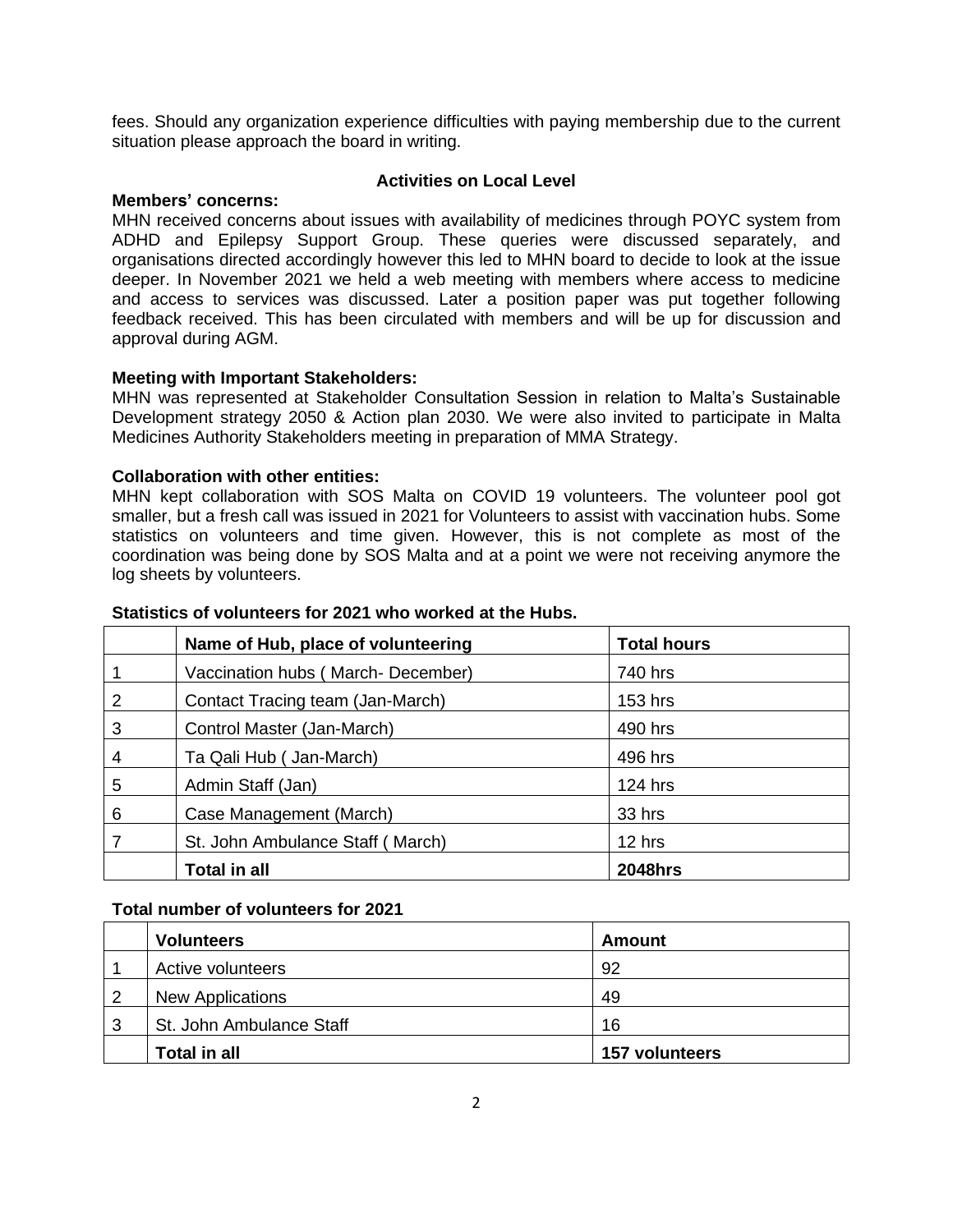fees. Should any organization experience difficulties with paying membership due to the current situation please approach the board in writing.

## Activities on Local Level

**Members' concerns:**

MHN received concerns about issues with availability of medicines through POYC system from ADHD and Epilepsy Support Group. These queries were discussed separately, and organisations directed accordingly however this led to MHN board to decide to look at the issue deeper. In November 2021 we held a web meeting with members where access to medicine and access to services was discussed. Later a position paper was put together following feedback received. This has been circulated with members and will be up for discussion and approval during AGM.

**Meeting with Important Stakeholders:**

MHN was represented at Stakeholder Consultation Session in relation to Malta's Sustainable Development strategy 2050 & Action plan 2030. We were also invited to participate in Malta Medicines Authority Stakeholders meeting in preparation of MMA Strategy.

**Collaboration with other entities:**

MHN kept collaboration with SOS Malta on COVID 19 volunteers. The volunteer pool got smaller, but a fresh call was issued in 2021 for Volunteers to assist with vaccination hubs. Some statistics on volunteers and time given. However, this is not complete as most of the coordination was being done by SOS Malta and at a point we were not receiving anymore the log sheets by volunteers.

**Statistics of volunteers for 2021 who worked at the Hubs.**

| | Name of Hub, place of volunteering | Total hours |
|---|---|---|
| 1 | Vaccination hubs ( March- December) | 740 hrs |
| 2 | Contact Tracing team (Jan-March) | 153 hrs |
| 3 | Control Master (Jan-March) | 490 hrs |
| 4 | Ta Qali Hub ( Jan-March) | 496 hrs |
| 5 | Admin Staff (Jan) | 124 hrs |
| 6 | Case Management (March) | 33 hrs |
| 7 | St. John Ambulance Staff ( March) | 12 hrs |
| | **Total in all** | **2048hrs** |

**Total number of volunteers for 2021**

| | Volunteers | Amount |
|---|---|---|
| 1 | Active volunteers | 92 |
| 2 | New Applications | 49 |
| 3 | St. John Ambulance Staff | 16 |
| | **Total in all** | **157 volunteers** |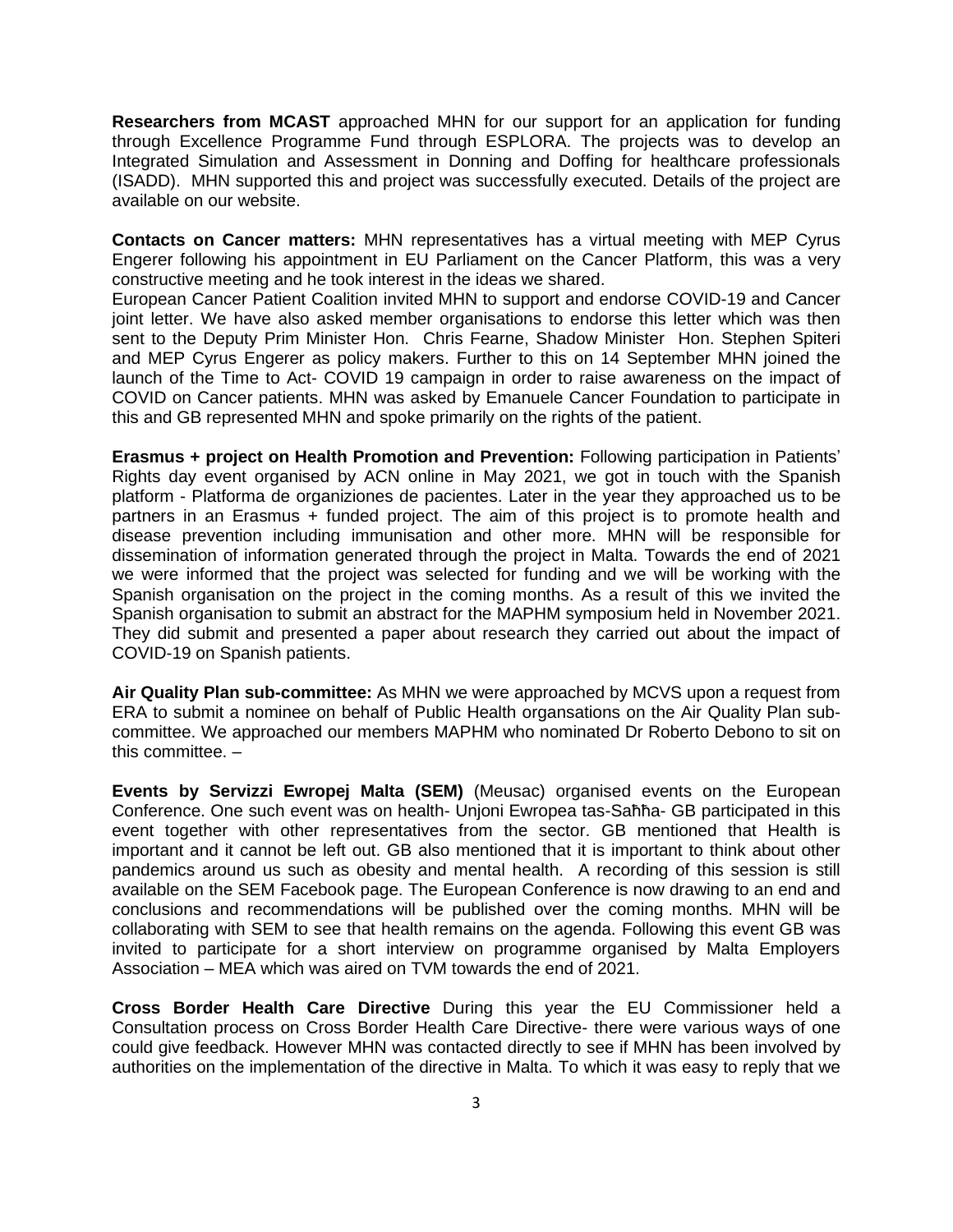**Researchers from MCAST** approached MHN for our support for an application for funding through Excellence Programme Fund through ESPLORA. The projects was to develop an Integrated Simulation and Assessment in Donning and Doffing for healthcare professionals (ISADD). MHN supported this and project was successfully executed. Details of the project are available on our website.

**Contacts on Cancer matters:** MHN representatives has a virtual meeting with MEP Cyrus Engerer following his appointment in EU Parliament on the Cancer Platform, this was a very constructive meeting and he took interest in the ideas we shared.
European Cancer Patient Coalition invited MHN to support and endorse COVID-19 and Cancer joint letter. We have also asked member organisations to endorse this letter which was then sent to the Deputy Prim Minister Hon. Chris Fearne, Shadow Minister Hon. Stephen Spiteri and MEP Cyrus Engerer as policy makers. Further to this on 14 September MHN joined the launch of the Time to Act- COVID 19 campaign in order to raise awareness on the impact of COVID on Cancer patients. MHN was asked by Emanuele Cancer Foundation to participate in this and GB represented MHN and spoke primarily on the rights of the patient.

**Erasmus + project on Health Promotion and Prevention:** Following participation in Patients' Rights day event organised by ACN online in May 2021, we got in touch with the Spanish platform - Platforma de organiziones de pacientes. Later in the year they approached us to be partners in an Erasmus + funded project. The aim of this project is to promote health and disease prevention including immunisation and other more. MHN will be responsible for dissemination of information generated through the project in Malta. Towards the end of 2021 we were informed that the project was selected for funding and we will be working with the Spanish organisation on the project in the coming months. As a result of this we invited the Spanish organisation to submit an abstract for the MAPHM symposium held in November 2021. They did submit and presented a paper about research they carried out about the impact of COVID-19 on Spanish patients.

**Air Quality Plan sub-committee:** As MHN we were approached by MCVS upon a request from ERA to submit a nominee on behalf of Public Health organsations on the Air Quality Plan sub-committee. We approached our members MAPHM who nominated Dr Roberto Debono to sit on this committee. –

**Events by Servizzi Ewropej Malta (SEM)** (Meusac) organised events on the European Conference. One such event was on health- Unjoni Ewropea tas-Saħħa- GB participated in this event together with other representatives from the sector. GB mentioned that Health is important and it cannot be left out. GB also mentioned that it is important to think about other pandemics around us such as obesity and mental health. A recording of this session is still available on the SEM Facebook page. The European Conference is now drawing to an end and conclusions and recommendations will be published over the coming months. MHN will be collaborating with SEM to see that health remains on the agenda. Following this event GB was invited to participate for a short interview on programme organised by Malta Employers Association – MEA which was aired on TVM towards the end of 2021.

**Cross Border Health Care Directive** During this year the EU Commissioner held a Consultation process on Cross Border Health Care Directive- there were various ways of one could give feedback. However MHN was contacted directly to see if MHN has been involved by authorities on the implementation of the directive in Malta. To which it was easy to reply that we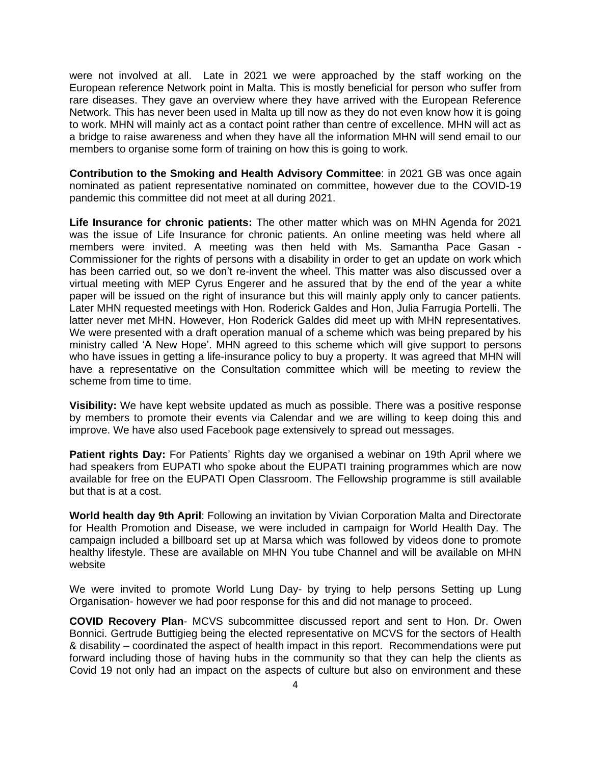were not involved at all. Late in 2021 we were approached by the staff working on the European reference Network point in Malta. This is mostly beneficial for person who suffer from rare diseases. They gave an overview where they have arrived with the European Reference Network. This has never been used in Malta up till now as they do not even know how it is going to work. MHN will mainly act as a contact point rather than centre of excellence. MHN will act as a bridge to raise awareness and when they have all the information MHN will send email to our members to organise some form of training on how this is going to work.

**Contribution to the Smoking and Health Advisory Committee**: in 2021 GB was once again nominated as patient representative nominated on committee, however due to the COVID-19 pandemic this committee did not meet at all during 2021.

**Life Insurance for chronic patients:** The other matter which was on MHN Agenda for 2021 was the issue of Life Insurance for chronic patients. An online meeting was held where all members were invited. A meeting was then held with Ms. Samantha Pace Gasan - Commissioner for the rights of persons with a disability in order to get an update on work which has been carried out, so we don't re-invent the wheel. This matter was also discussed over a virtual meeting with MEP Cyrus Engerer and he assured that by the end of the year a white paper will be issued on the right of insurance but this will mainly apply only to cancer patients. Later MHN requested meetings with Hon. Roderick Galdes and Hon, Julia Farrugia Portelli. The latter never met MHN. However, Hon Roderick Galdes did meet up with MHN representatives. We were presented with a draft operation manual of a scheme which was being prepared by his ministry called 'A New Hope'. MHN agreed to this scheme which will give support to persons who have issues in getting a life-insurance policy to buy a property. It was agreed that MHN will have a representative on the Consultation committee which will be meeting to review the scheme from time to time.

**Visibility:** We have kept website updated as much as possible. There was a positive response by members to promote their events via Calendar and we are willing to keep doing this and improve. We have also used Facebook page extensively to spread out messages.

**Patient rights Day:** For Patients' Rights day we organised a webinar on 19th April where we had speakers from EUPATI who spoke about the EUPATI training programmes which are now available for free on the EUPATI Open Classroom. The Fellowship programme is still available but that is at a cost.

**World health day 9th April**: Following an invitation by Vivian Corporation Malta and Directorate for Health Promotion and Disease, we were included in campaign for World Health Day. The campaign included a billboard set up at Marsa which was followed by videos done to promote healthy lifestyle. These are available on MHN You tube Channel and will be available on MHN website

We were invited to promote World Lung Day- by trying to help persons Setting up Lung Organisation- however we had poor response for this and did not manage to proceed.

**COVID Recovery Plan**- MCVS subcommittee discussed report and sent to Hon. Dr. Owen Bonnici. Gertrude Buttigieg being the elected representative on MCVS for the sectors of Health & disability – coordinated the aspect of health impact in this report. Recommendations were put forward including those of having hubs in the community so that they can help the clients as Covid 19 not only had an impact on the aspects of culture but also on environment and these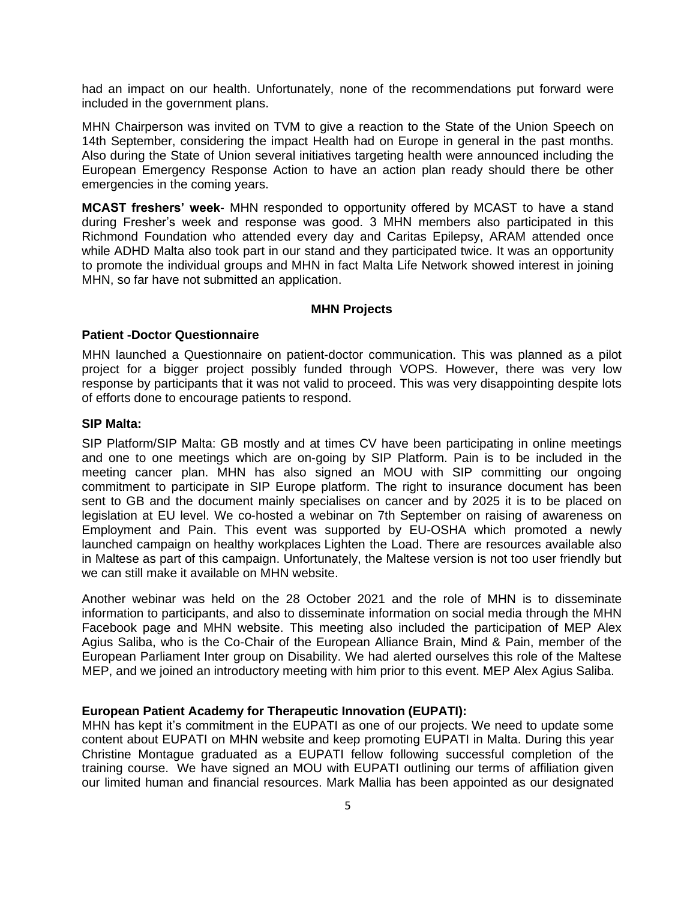had an impact on our health. Unfortunately, none of the recommendations put forward were included in the government plans.

MHN Chairperson was invited on TVM to give a reaction to the State of the Union Speech on 14th September, considering the impact Health had on Europe in general in the past months. Also during the State of Union several initiatives targeting health were announced including the European Emergency Response Action to have an action plan ready should there be other emergencies in the coming years.

**MCAST freshers' week**- MHN responded to opportunity offered by MCAST to have a stand during Fresher's week and response was good. 3 MHN members also participated in this Richmond Foundation who attended every day and Caritas Epilepsy, ARAM attended once while ADHD Malta also took part in our stand and they participated twice. It was an opportunity to promote the individual groups and MHN in fact Malta Life Network showed interest in joining MHN, so far have not submitted an application.

## MHN Projects

### Patient -Doctor Questionnaire

MHN launched a Questionnaire on patient-doctor communication. This was planned as a pilot project for a bigger project possibly funded through VOPS. However, there was very low response by participants that it was not valid to proceed. This was very disappointing despite lots of efforts done to encourage patients to respond.

### SIP Malta:

SIP Platform/SIP Malta: GB mostly and at times CV have been participating in online meetings and one to one meetings which are on-going by SIP Platform. Pain is to be included in the meeting cancer plan. MHN has also signed an MOU with SIP committing our ongoing commitment to participate in SIP Europe platform. The right to insurance document has been sent to GB and the document mainly specialises on cancer and by 2025 it is to be placed on legislation at EU level. We co-hosted a webinar on 7th September on raising of awareness on Employment and Pain. This event was supported by EU-OSHA which promoted a newly launched campaign on healthy workplaces Lighten the Load. There are resources available also in Maltese as part of this campaign. Unfortunately, the Maltese version is not too user friendly but we can still make it available on MHN website.

Another webinar was held on the 28 October 2021 and the role of MHN is to disseminate information to participants, and also to disseminate information on social media through the MHN Facebook page and MHN website. This meeting also included the participation of MEP Alex Agius Saliba, who is the Co-Chair of the European Alliance Brain, Mind & Pain, member of the European Parliament Inter group on Disability. We had alerted ourselves this role of the Maltese MEP, and we joined an introductory meeting with him prior to this event. MEP Alex Agius Saliba.

### European Patient Academy for Therapeutic Innovation (EUPATI):

MHN has kept it's commitment in the EUPATI as one of our projects. We need to update some content about EUPATI on MHN website and keep promoting EUPATI in Malta. During this year Christine Montague graduated as a EUPATI fellow following successful completion of the training course. We have signed an MOU with EUPATI outlining our terms of affiliation given our limited human and financial resources. Mark Mallia has been appointed as our designated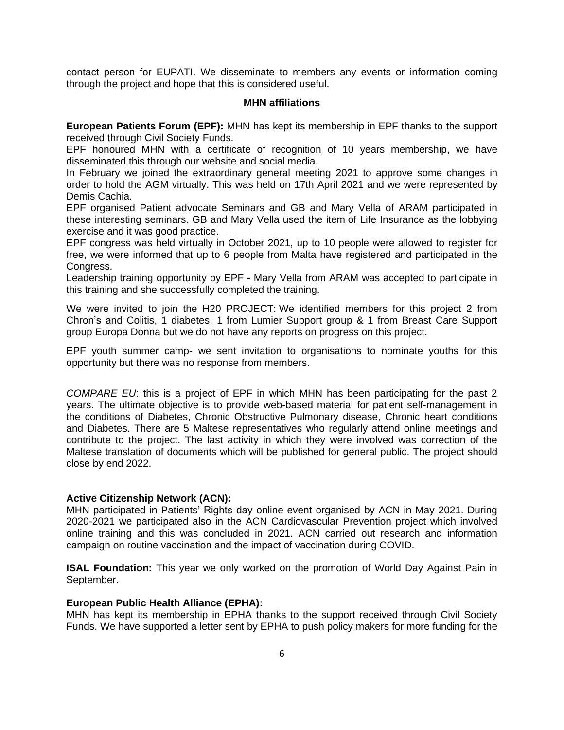contact person for EUPATI. We disseminate to members any events or information coming through the project and hope that this is considered useful.

**MHN affiliations**

**European Patients Forum (EPF):** MHN has kept its membership in EPF thanks to the support received through Civil Society Funds.
EPF honoured MHN with a certificate of recognition of 10 years membership, we have disseminated this through our website and social media.
In February we joined the extraordinary general meeting 2021 to approve some changes in order to hold the AGM virtually. This was held on 17th April 2021 and we were represented by Demis Cachia.
EPF organised Patient advocate Seminars and GB and Mary Vella of ARAM participated in these interesting seminars. GB and Mary Vella used the item of Life Insurance as the lobbying exercise and it was good practice.
EPF congress was held virtually in October 2021, up to 10 people were allowed to register for free, we were informed that up to 6 people from Malta have registered and participated in the Congress.
Leadership training opportunity by EPF - Mary Vella from ARAM was accepted to participate in this training and she successfully completed the training.

We were invited to join the H20 PROJECT: We identified members for this project 2 from Chron's and Colitis, 1 diabetes, 1 from Lumier Support group & 1 from Breast Care Support group Europa Donna but we do not have any reports on progress on this project.

EPF youth summer camp- we sent invitation to organisations to nominate youths for this opportunity but there was no response from members.

*COMPARE EU*: this is a project of EPF in which MHN has been participating for the past 2 years. The ultimate objective is to provide web-based material for patient self-management in the conditions of Diabetes, Chronic Obstructive Pulmonary disease, Chronic heart conditions and Diabetes. There are 5 Maltese representatives who regularly attend online meetings and contribute to the project. The last activity in which they were involved was correction of the Maltese translation of documents which will be published for general public. The project should close by end 2022.

**Active Citizenship Network (ACN):**
MHN participated in Patients' Rights day online event organised by ACN in May 2021. During 2020-2021 we participated also in the ACN Cardiovascular Prevention project which involved online training and this was concluded in 2021. ACN carried out research and information campaign on routine vaccination and the impact of vaccination during COVID.

**ISAL Foundation:** This year we only worked on the promotion of World Day Against Pain in September.

**European Public Health Alliance (EPHA):**
MHN has kept its membership in EPHA thanks to the support received through Civil Society Funds. We have supported a letter sent by EPHA to push policy makers for more funding for the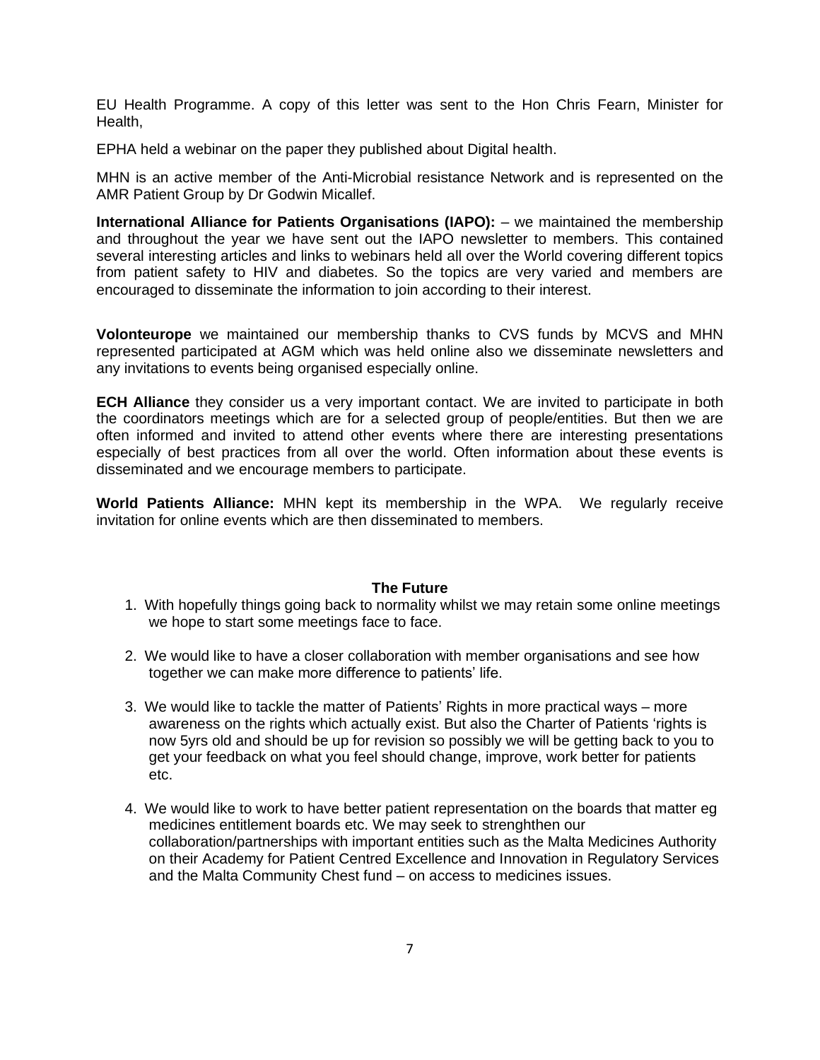EU Health Programme. A copy of this letter was sent to the Hon Chris Fearn, Minister for Health,

EPHA held a webinar on the paper they published about Digital health.

MHN is an active member of the Anti-Microbial resistance Network and is represented on the AMR Patient Group by Dr Godwin Micallef.

**International Alliance for Patients Organisations (IAPO):** – we maintained the membership and throughout the year we have sent out the IAPO newsletter to members. This contained several interesting articles and links to webinars held all over the World covering different topics from patient safety to HIV and diabetes. So the topics are very varied and members are encouraged to disseminate the information to join according to their interest.

**Volonteurope** we maintained our membership thanks to CVS funds by MCVS and MHN represented participated at AGM which was held online also we disseminate newsletters and any invitations to events being organised especially online.

**ECH Alliance** they consider us a very important contact. We are invited to participate in both the coordinators meetings which are for a selected group of people/entities. But then we are often informed and invited to attend other events where there are interesting presentations especially of best practices from all over the world. Often information about these events is disseminated and we encourage members to participate.

**World Patients Alliance:** MHN kept its membership in the WPA. We regularly receive invitation for online events which are then disseminated to members.

## The Future

1. With hopefully things going back to normality whilst we may retain some online meetings we hope to start some meetings face to face.

2. We would like to have a closer collaboration with member organisations and see how together we can make more difference to patients' life.

3. We would like to tackle the matter of Patients' Rights in more practical ways – more awareness on the rights which actually exist. But also the Charter of Patients 'rights is now 5yrs old and should be up for revision so possibly we will be getting back to you to get your feedback on what you feel should change, improve, work better for patients etc.

4. We would like to work to have better patient representation on the boards that matter eg medicines entitlement boards etc. We may seek to strenghthen our collaboration/partnerships with important entities such as the Malta Medicines Authority on their Academy for Patient Centred Excellence and Innovation in Regulatory Services and the Malta Community Chest fund – on access to medicines issues.